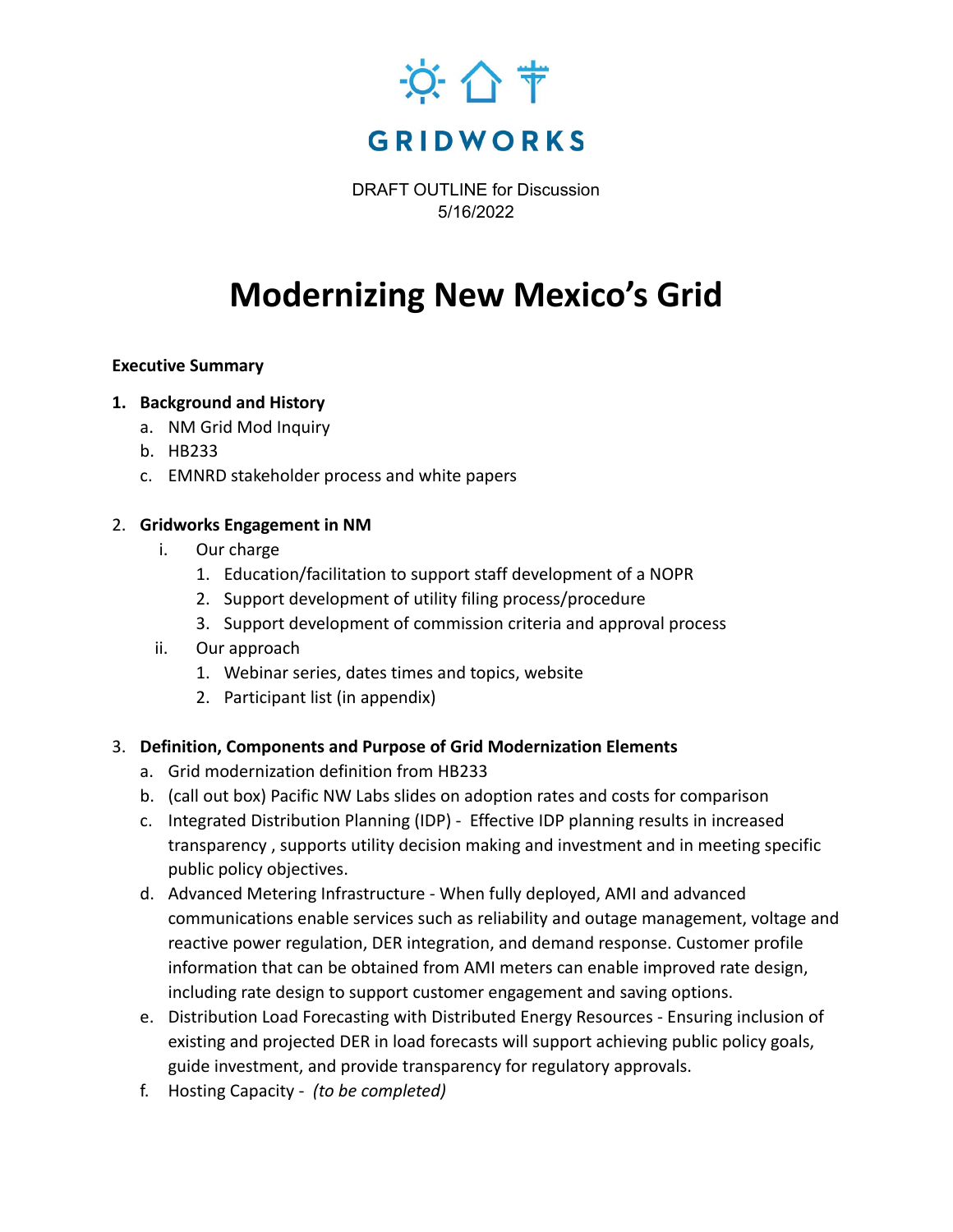GRIDWORKS

DRAFT OUTLINE for Discussion
5/16/2022

# Modernizing New Mexico's Grid

**Executive Summary**

1. **Background and History**
   a. NM Grid Mod Inquiry
   b. HB233
   c. EMNRD stakeholder process and white papers

2. **Gridworks Engagement in NM**
   i. Our charge
      1. Education/facilitation to support staff development of a NOPR
      2. Support development of utility filing process/procedure
      3. Support development of commission criteria and approval process
   ii. Our approach
      1. Webinar series, dates times and topics, website
      2. Participant list (in appendix)

3. **Definition, Components and Purpose of Grid Modernization Elements**
   a. Grid modernization definition from HB233
   b. (call out box) Pacific NW Labs slides on adoption rates and costs for comparison
   c. Integrated Distribution Planning (IDP) - Effective IDP planning results in increased transparency , supports utility decision making and investment and in meeting specific public policy objectives.
   d. Advanced Metering Infrastructure - When fully deployed, AMI and advanced communications enable services such as reliability and outage management, voltage and reactive power regulation, DER integration, and demand response. Customer profile information that can be obtained from AMI meters can enable improved rate design, including rate design to support customer engagement and saving options.
   e. Distribution Load Forecasting with Distributed Energy Resources - Ensuring inclusion of existing and projected DER in load forecasts will support achieving public policy goals, guide investment, and provide transparency for regulatory approvals.
   f. Hosting Capacity - *(to be completed)*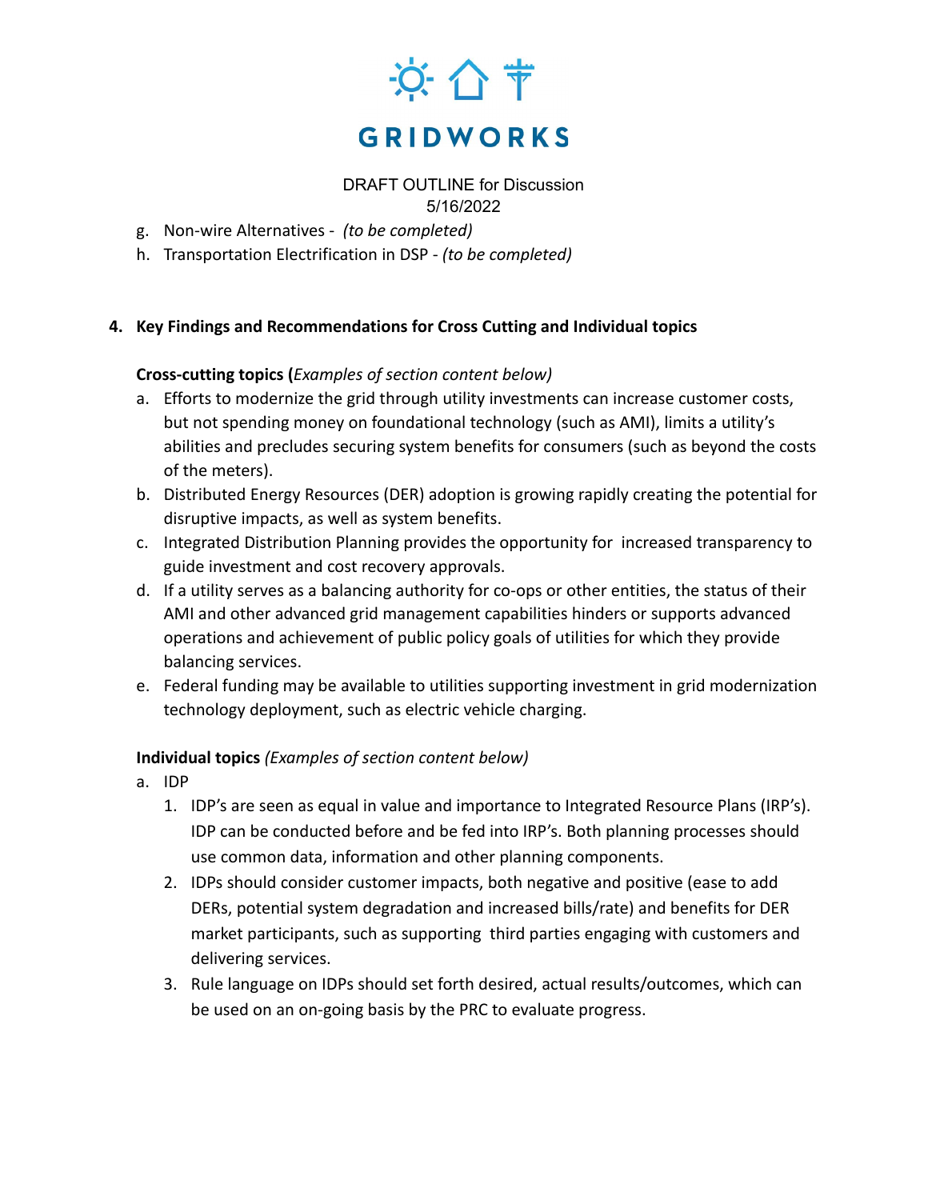g. Non-wire Alternatives - *(to be completed)*
h. Transportation Electrification in DSP - *(to be completed)*

**4. Key Findings and Recommendations for Cross Cutting and Individual topics**

**Cross-cutting topics (***Examples of section content below)*

a. Efforts to modernize the grid through utility investments can increase customer costs, but not spending money on foundational technology (such as AMI), limits a utility's abilities and precludes securing system benefits for consumers (such as beyond the costs of the meters).
b. Distributed Energy Resources (DER) adoption is growing rapidly creating the potential for disruptive impacts, as well as system benefits.
c. Integrated Distribution Planning provides the opportunity for increased transparency to guide investment and cost recovery approvals.
d. If a utility serves as a balancing authority for co-ops or other entities, the status of their AMI and other advanced grid management capabilities hinders or supports advanced operations and achievement of public policy goals of utilities for which they provide balancing services.
e. Federal funding may be available to utilities supporting investment in grid modernization technology deployment, such as electric vehicle charging.

**Individual topics** *(Examples of section content below)*

a. IDP
   1. IDP's are seen as equal in value and importance to Integrated Resource Plans (IRP's). IDP can be conducted before and be fed into IRP's. Both planning processes should use common data, information and other planning components.
   2. IDPs should consider customer impacts, both negative and positive (ease to add DERs, potential system degradation and increased bills/rate) and benefits for DER market participants, such as supporting third parties engaging with customers and delivering services.
   3. Rule language on IDPs should set forth desired, actual results/outcomes, which can be used on an on-going basis by the PRC to evaluate progress.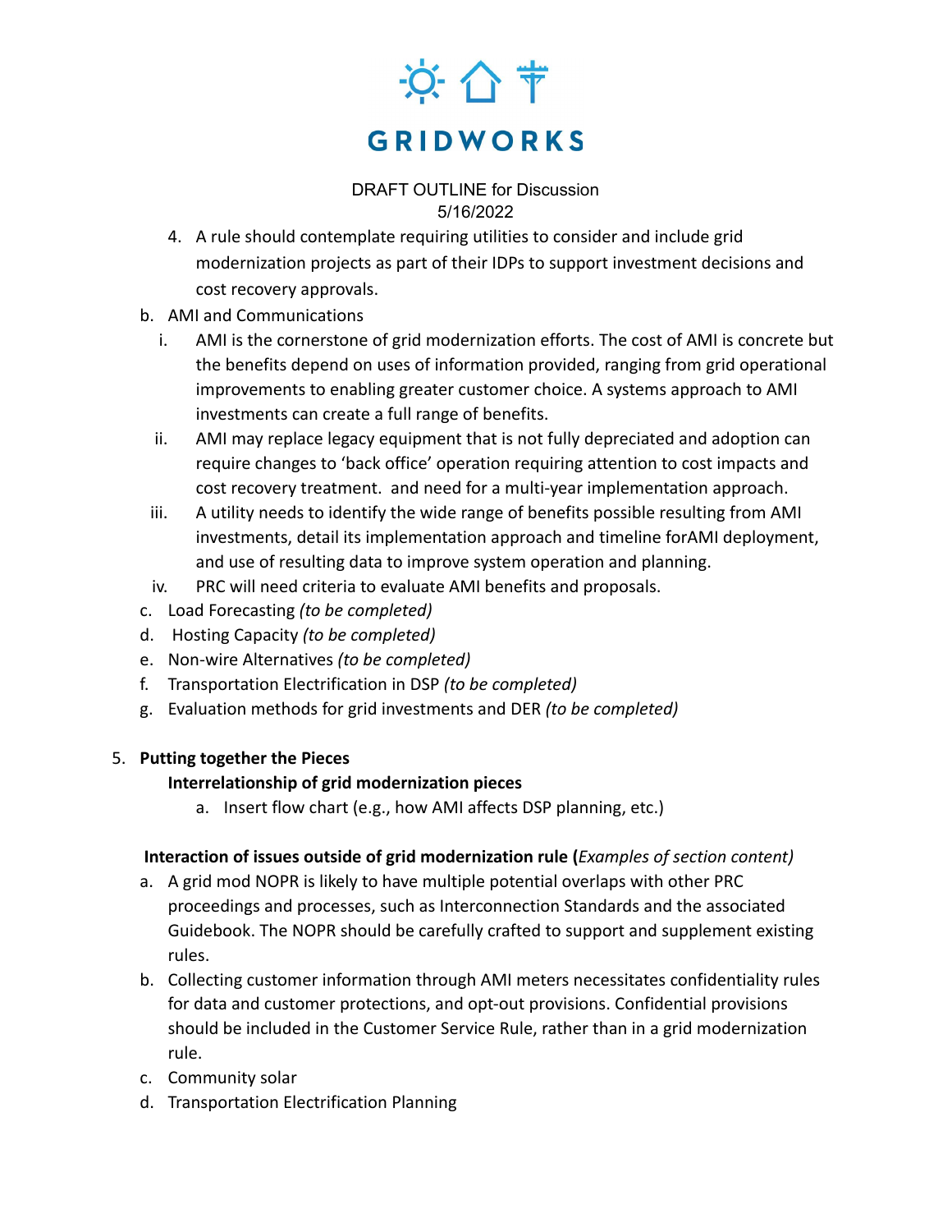DRAFT OUTLINE for Discussion
5/16/2022

4. A rule should contemplate requiring utilities to consider and include grid modernization projects as part of their IDPs to support investment decisions and cost recovery approvals.

b. AMI and Communications
   i. AMI is the cornerstone of grid modernization efforts. The cost of AMI is concrete but the benefits depend on uses of information provided, ranging from grid operational improvements to enabling greater customer choice. A systems approach to AMI investments can create a full range of benefits.
   ii. AMI may replace legacy equipment that is not fully depreciated and adoption can require changes to 'back office' operation requiring attention to cost impacts and cost recovery treatment. and need for a multi-year implementation approach.
   iii. A utility needs to identify the wide range of benefits possible resulting from AMI investments, detail its implementation approach and timeline forAMI deployment, and use of resulting data to improve system operation and planning.
   iv. PRC will need criteria to evaluate AMI benefits and proposals.

c. Load Forecasting *(to be completed)*

d. Hosting Capacity *(to be completed)*

e. Non-wire Alternatives *(to be completed)*

f. Transportation Electrification in DSP *(to be completed)*

g. Evaluation methods for grid investments and DER *(to be completed)*

5. **Putting together the Pieces**

   **Interrelationship of grid modernization pieces**

   a. Insert flow chart (e.g., how AMI affects DSP planning, etc.)

**Interaction of issues outside of grid modernization rule (***Examples of section content)*

a. A grid mod NOPR is likely to have multiple potential overlaps with other PRC proceedings and processes, such as Interconnection Standards and the associated Guidebook. The NOPR should be carefully crafted to support and supplement existing rules.

b. Collecting customer information through AMI meters necessitates confidentiality rules for data and customer protections, and opt-out provisions. Confidential provisions should be included in the Customer Service Rule, rather than in a grid modernization rule.

c. Community solar

d. Transportation Electrification Planning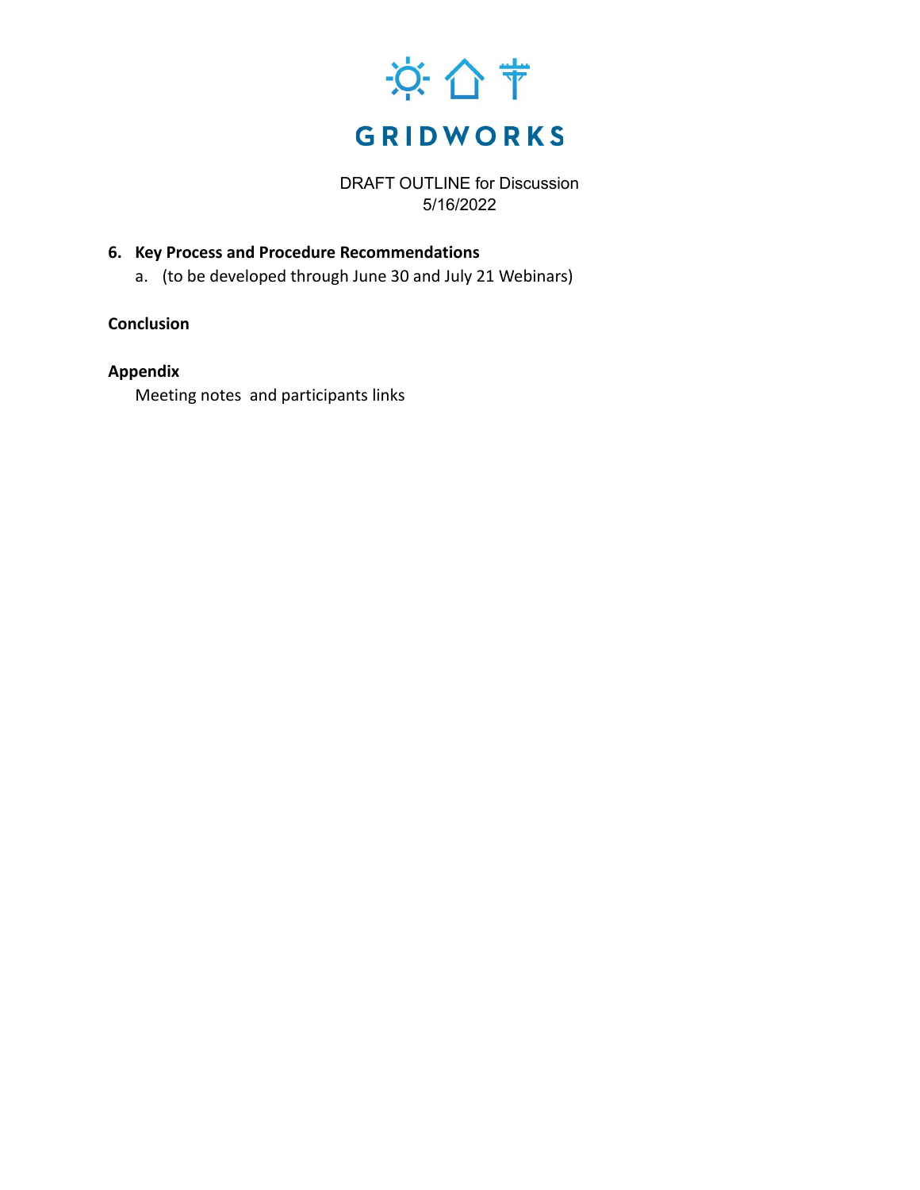GRIDWORKS

DRAFT OUTLINE for Discussion
5/16/2022

**6. Key Process and Procedure Recommendations**

a. (to be developed through June 30 and July 21 Webinars)

**Conclusion**

**Appendix**

Meeting notes  and participants links